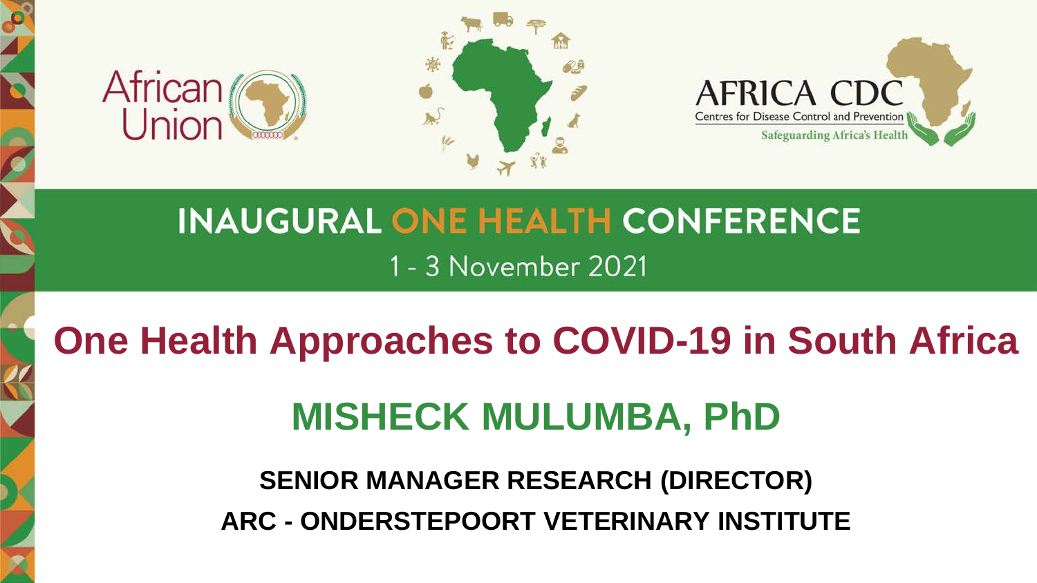African Union

AFRICA CDC
Centres for Disease Control and Prevention
Safeguarding Africa's Health

# INAUGURAL ONE HEALTH CONFERENCE

1 - 3 November 2021

# One Health Approaches to COVID-19 in South Africa

## MISHECK MULUMBA, PhD

**SENIOR MANAGER RESEARCH (DIRECTOR)**

**ARC - ONDERSTEPOORT VETERINARY INSTITUTE**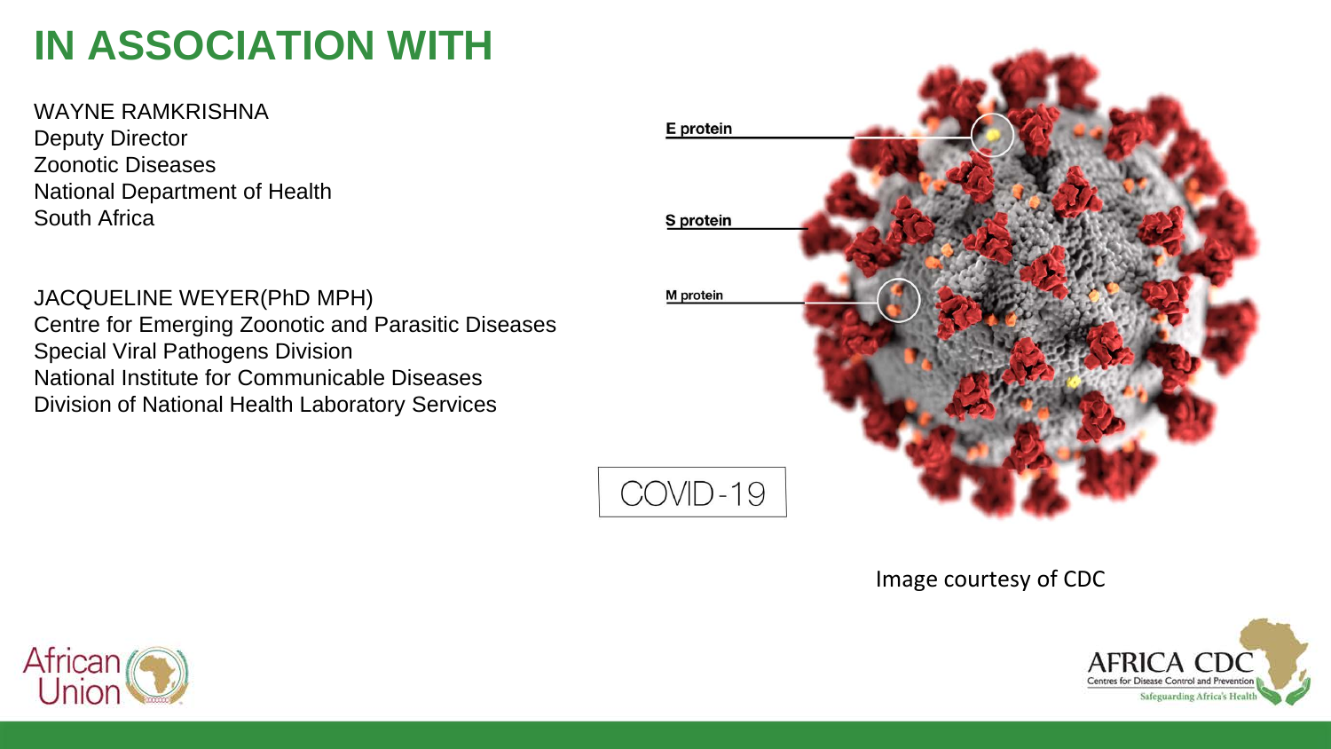# IN ASSOCIATION WITH

WAYNE RAMKRISHNA
Deputy Director
Zoonotic Diseases
National Department of Health
South Africa

JACQUELINE WEYER(PhD MPH)
Centre for Emerging Zoonotic and Parasitic Diseases
Special Viral Pathogens Division
National Institute for Communicable Diseases
Division of National Health Laboratory Services

E protein

S protein

M protein

COVID-19

Image courtesy of CDC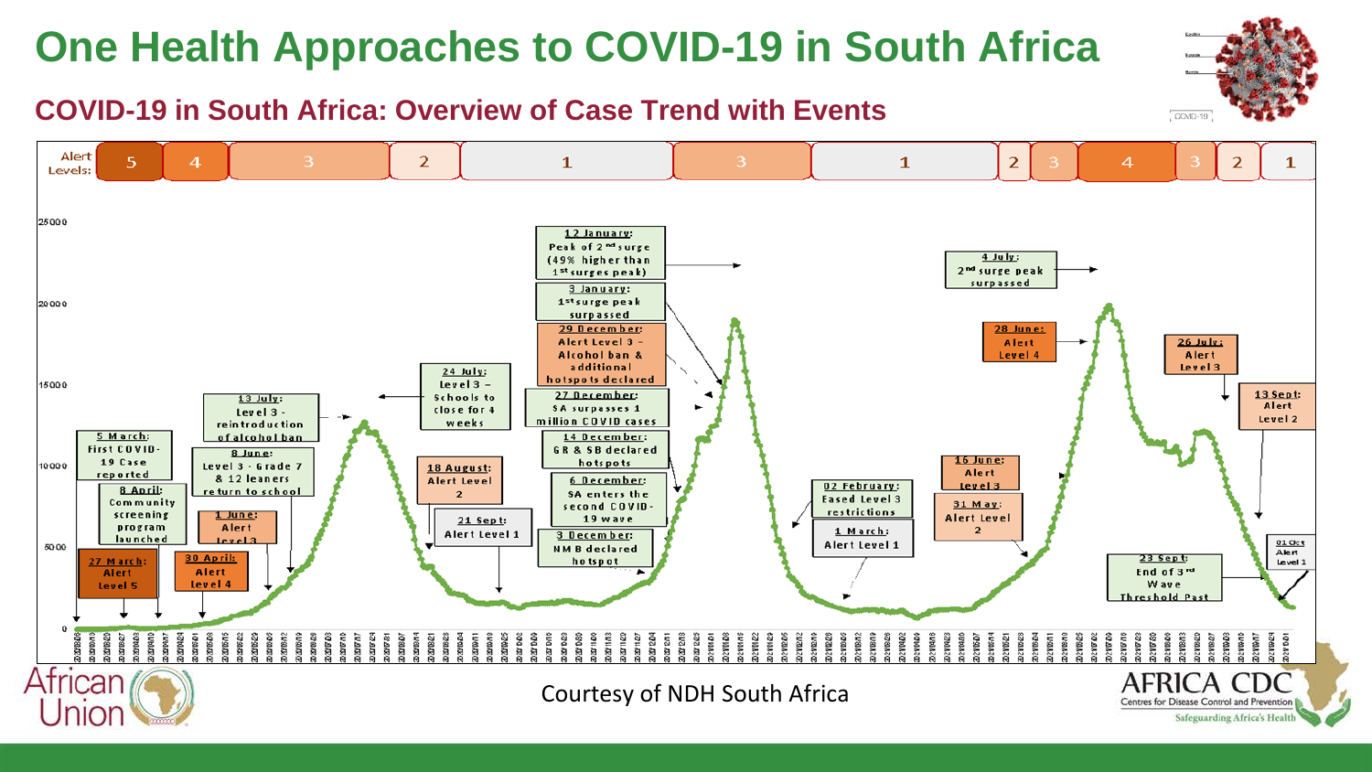# One Health Approaches to COVID-19 in South Africa

## COVID-19 in South Africa: Overview of Case Trend with Events

Alert Levels: 5 | 4 | 3 | 2 | 1 | 3 | 1 | 2 | 3 | 4 | 3 | 2 | 1

- **5 March:** First COVID-19 Case reported
- **8 April:** Community screening program launched
- **27 March:** Alert Level 5
- **30 April:** Alert Level 4
- **1 June:** Alert Level 3
- **8 June:** Level 3 - Grade 7 & 12 learners return to school
- **13 July:** Level 3 - reintroduction of alcohol ban
- **24 July:** Level 3 – Schools to close for 4 weeks
- **18 August:** Alert Level 2
- **21 Sept:** Alert Level 1
- **3 December:** NMB declared hotspot
- **6 December:** SA enters the second COVID-19 wave
- **14 December:** GR & SB declared hotspots
- **27 December:** SA surpasses 1 million COVID cases
- **29 December:** Alert Level 3 – Alcohol ban & additional hotspots declared
- **3 January:** 1st surge peak surpassed
- **12 January:** Peak of 2nd surge (49% higher than 1st surges peak)
- **02 February:** Eased Level 3 restrictions
- **1 March:** Alert Level 1
- **31 May:** Alert Level 2
- **16 June:** Alert Level 3
- **28 June:** Alert Level 4
- **4 July:** 2nd surge peak surpassed
- **26 July:** Alert Level 3
- **13 Sept:** Alert Level 2
- **23 Sept:** End of 3rd Wave Threshold Past
- **01 Oct:** Alert Level 1

Courtesy of NDH South Africa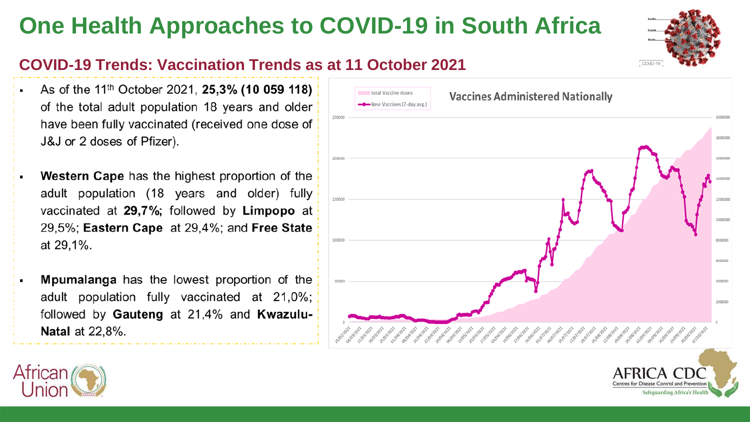# One Health Approaches to COVID-19 in South Africa

## COVID-19 Trends: Vaccination Trends as at 11 October 2021

- As of the 11th October 2021, **25,3% (10 059 118)** of the total adult population 18 years and older have been fully vaccinated (received one dose of J&J or 2 doses of Pfizer).
- **Western Cape** has the highest proportion of the adult population (18 years and older) fully vaccinated at **29,7%**; followed by **Limpopo** at 29,5%; **Eastern Cape** at 29,4%; and **Free State** at 29,1%.
- **Mpumalanga** has the lowest proportion of the adult population fully vaccinated at 21,0%; followed by **Gauteng** at 21,4% and **Kwazulu-Natal** at 22,8%.

Vaccines Administered Nationally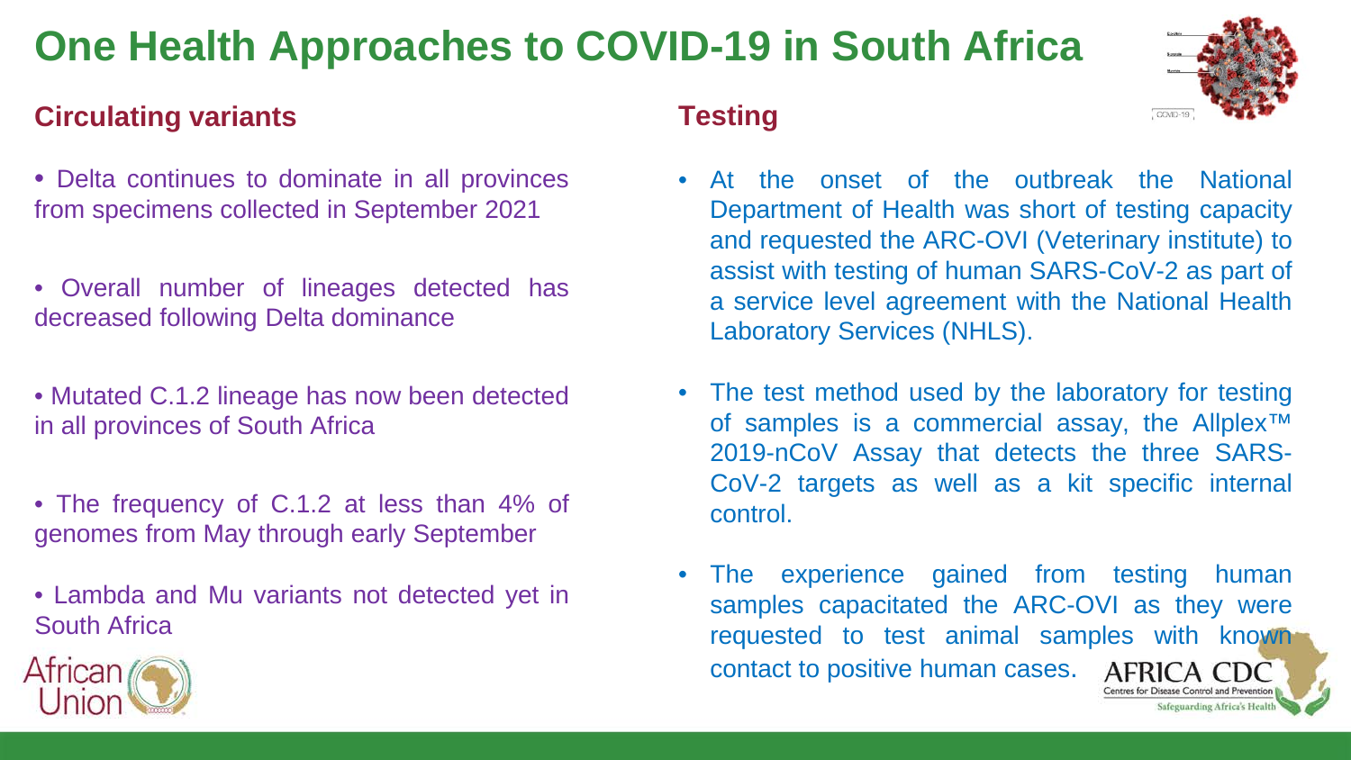# One Health Approaches to COVID-19 in South Africa

## Circulating variants

- Delta continues to dominate in all provinces from specimens collected in September 2021
- Overall number of lineages detected has decreased following Delta dominance
- Mutated C.1.2 lineage has now been detected in all provinces of South Africa
- The frequency of C.1.2 at less than 4% of genomes from May through early September
- Lambda and Mu variants not detected yet in South Africa

## Testing

- At the onset of the outbreak the National Department of Health was short of testing capacity and requested the ARC-OVI (Veterinary institute) to assist with testing of human SARS-CoV-2 as part of a service level agreement with the National Health Laboratory Services (NHLS).
- The test method used by the laboratory for testing of samples is a commercial assay, the Allplex™ 2019-nCoV Assay that detects the three SARS-CoV-2 targets as well as a kit specific internal control.
- The experience gained from testing human samples capacitated the ARC-OVI as they were requested to test animal samples with known contact to positive human cases.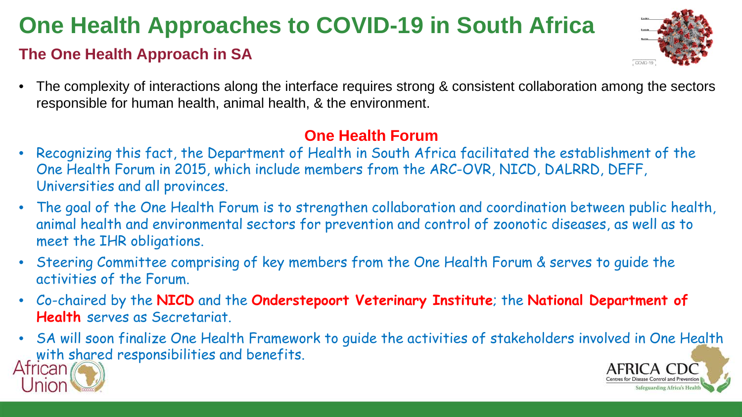# One Health Approaches to COVID-19 in South Africa

## The One Health Approach in SA

- The complexity of interactions along the interface requires strong & consistent collaboration among the sectors responsible for human health, animal health, & the environment.

### One Health Forum

- Recognizing this fact, the Department of Health in South Africa facilitated the establishment of the One Health Forum in 2015, which include members from the ARC-OVR, NICD, DALRRD, DEFF, Universities and all provinces.
- The goal of the One Health Forum is to strengthen collaboration and coordination between public health, animal health and environmental sectors for prevention and control of zoonotic diseases, as well as to meet the IHR obligations.
- Steering Committee comprising of key members from the One Health Forum & serves to guide the activities of the Forum.
- Co-chaired by the **NICD** and the **Onderstepoort Veterinary Institute**; the **National Department of Health** serves as Secretariat.
- SA will soon finalize One Health Framework to guide the activities of stakeholders involved in One Health with shared responsibilities and benefits.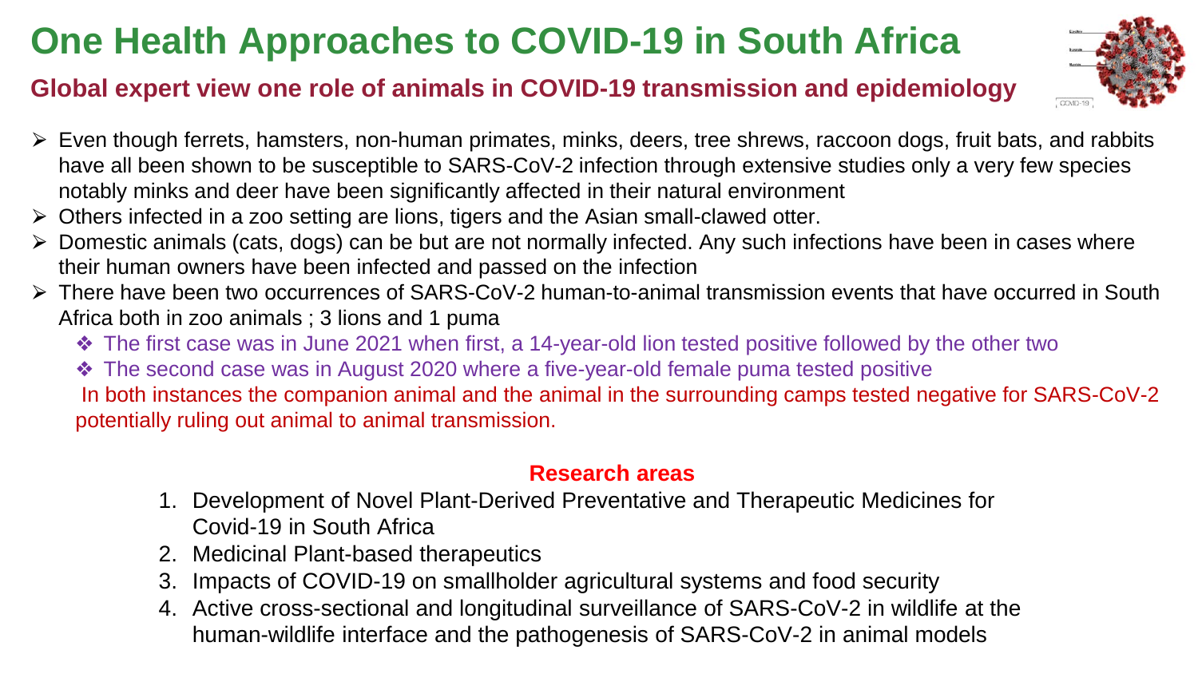# One Health Approaches to COVID-19 in South Africa

## Global expert view one role of animals in COVID-19 transmission and epidemiology

- Even though ferrets, hamsters, non-human primates, minks, deers, tree shrews, raccoon dogs, fruit bats, and rabbits have all been shown to be susceptible to SARS-CoV-2 infection through extensive studies only a very few species notably minks and deer have been significantly affected in their natural environment
- Others infected in a zoo setting are lions, tigers and the Asian small-clawed otter.
- Domestic animals (cats, dogs) can be but are not normally infected. Any such infections have been in cases where their human owners have been infected and passed on the infection
- There have been two occurrences of SARS-CoV-2 human-to-animal transmission events that have occurred in South Africa both in zoo animals ; 3 lions and 1 puma
  - The first case was in June 2021 when first, a 14-year-old lion tested positive followed by the other two
  - The second case was in August 2020 where a five-year-old female puma tested positive

  In both instances the companion animal and the animal in the surrounding camps tested negative for SARS-CoV-2 potentially ruling out animal to animal transmission.

**Research areas**

1. Development of Novel Plant-Derived Preventative and Therapeutic Medicines for Covid-19 in South Africa
2. Medicinal Plant-based therapeutics
3. Impacts of COVID-19 on smallholder agricultural systems and food security
4. Active cross-sectional and longitudinal surveillance of SARS-CoV-2 in wildlife at the human-wildlife interface and the pathogenesis of SARS-CoV-2 in animal models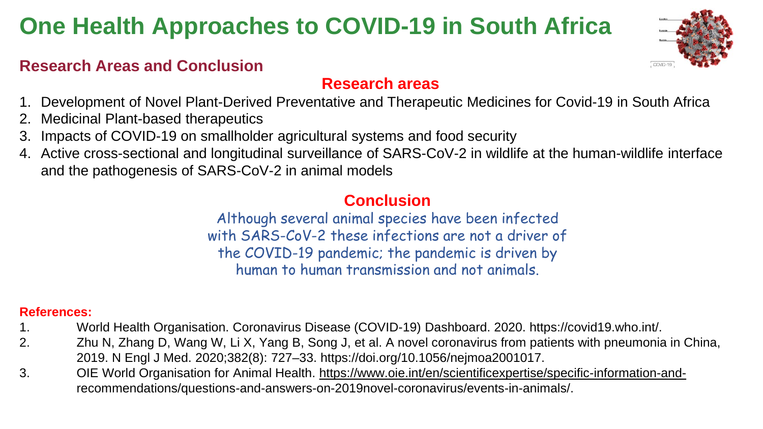# One Health Approaches to COVID-19 in South Africa

## Research Areas and Conclusion

### Research areas

1. Development of Novel Plant-Derived Preventative and Therapeutic Medicines for Covid-19 in South Africa
2. Medicinal Plant-based therapeutics
3. Impacts of COVID-19 on smallholder agricultural systems and food security
4. Active cross-sectional and longitudinal surveillance of SARS-CoV-2 in wildlife at the human-wildlife interface and the pathogenesis of SARS-CoV-2 in animal models

### Conclusion

Although several animal species have been infected with SARS-CoV-2 these infections are not a driver of the COVID-19 pandemic; the pandemic is driven by human to human transmission and not animals.

**References:**

1. World Health Organisation. Coronavirus Disease (COVID-19) Dashboard. 2020. https://covid19.who.int/.
2. Zhu N, Zhang D, Wang W, Li X, Yang B, Song J, et al. A novel coronavirus from patients with pneumonia in China, 2019. N Engl J Med. 2020;382(8): 727–33. https://doi.org/10.1056/nejmoa2001017.
3. OIE World Organisation for Animal Health. https://www.oie.int/en/scientificexpertise/specific-information-and-recommendations/questions-and-answers-on-2019novel-coronavirus/events-in-animals/.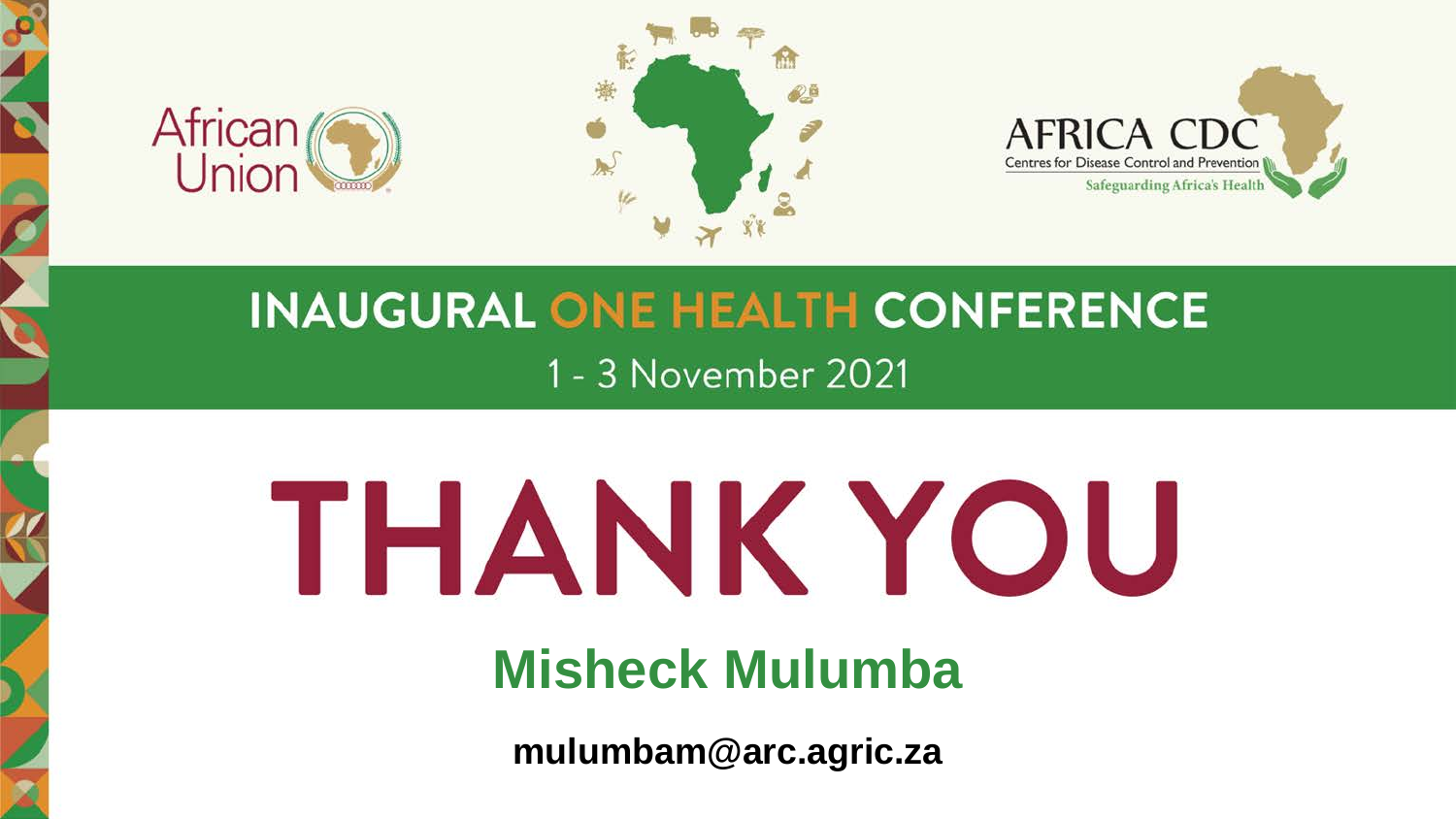African Union

AFRICA CDC
Centres for Disease Control and Prevention
Safeguarding Africa's Health

INAUGURAL ONE HEALTH CONFERENCE
1 - 3 November 2021

# THANK YOU

**Misheck Mulumba**

**mulumbam@arc.agric.za**